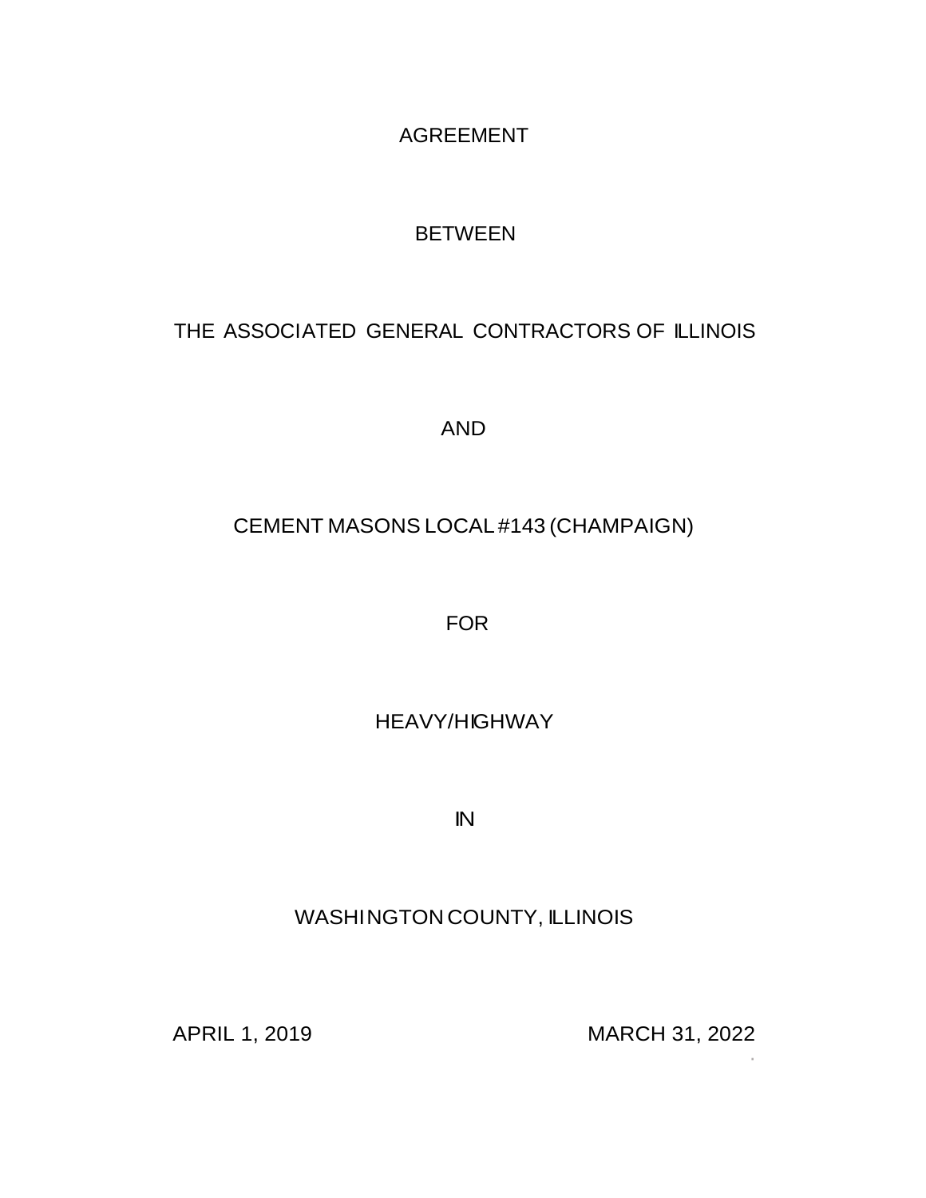AGREEMENT

BETWEEN

THE ASSOCIATED GENERAL CONTRACTORS OF ILLINOIS

AND

CEMENT MASONS LOCAL #143 (CHAMPAIGN)

FOR

HEAVY/HIGHWAY

IN

WASHINGTON COUNTY, ILLINOIS

APRIL 1, 2019 MARCH 31, 2022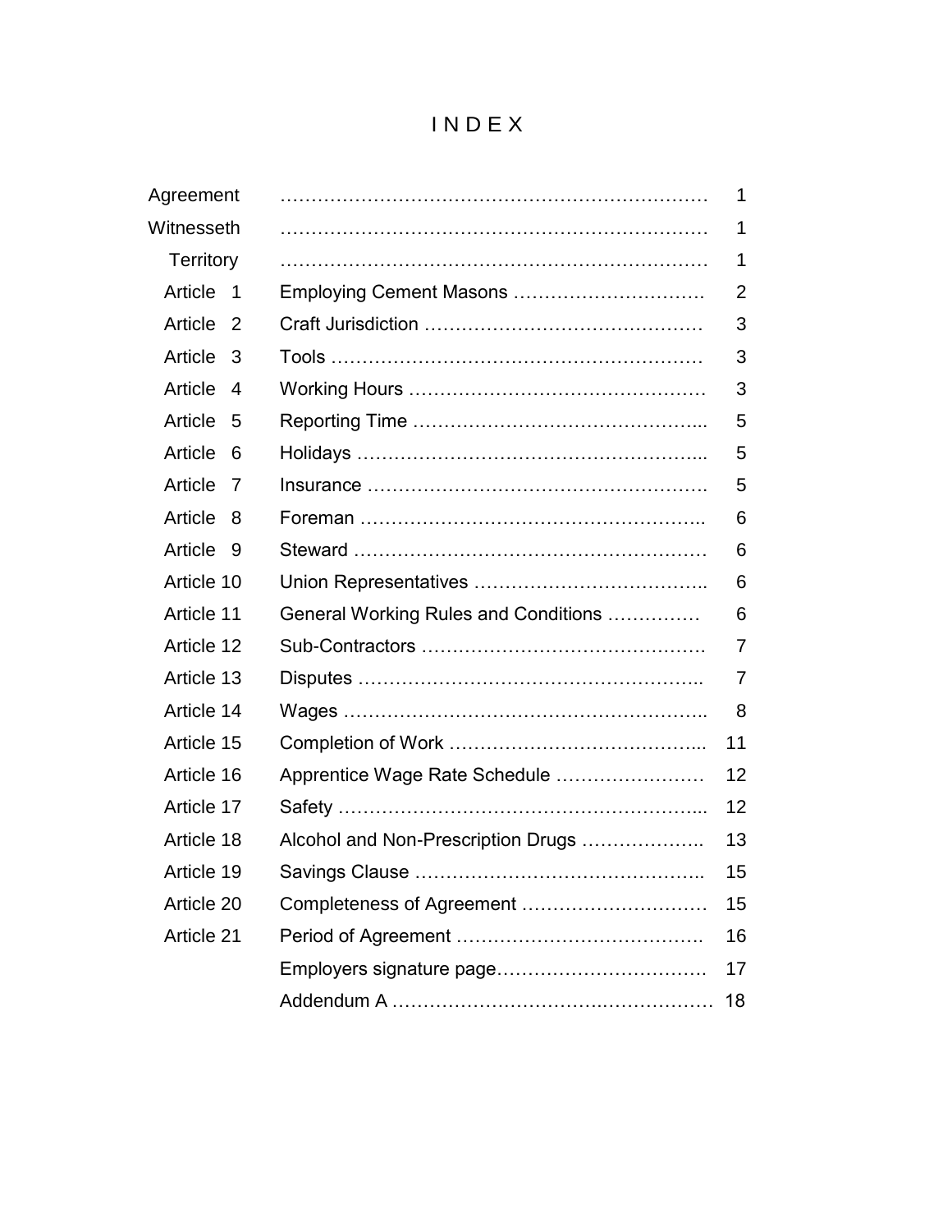# INDEX

| | | |
|---|---|---|
| Agreement | | 1 |
| Witnesseth | | 1 |
| Territory | | 1 |
| Article 1 | Employing Cement Masons | 2 |
| Article 2 | Craft Jurisdiction | 3 |
| Article 3 | Tools | 3 |
| Article 4 | Working Hours | 3 |
| Article 5 | Reporting Time | 5 |
| Article 6 | Holidays | 5 |
| Article 7 | Insurance | 5 |
| Article 8 | Foreman | 6 |
| Article 9 | Steward | 6 |
| Article 10 | Union Representatives | 6 |
| Article 11 | General Working Rules and Conditions | 6 |
| Article 12 | Sub-Contractors | 7 |
| Article 13 | Disputes | 7 |
| Article 14 | Wages | 8 |
| Article 15 | Completion of Work | 11 |
| Article 16 | Apprentice Wage Rate Schedule | 12 |
| Article 17 | Safety | 12 |
| Article 18 | Alcohol and Non-Prescription Drugs | 13 |
| Article 19 | Savings Clause | 15 |
| Article 20 | Completeness of Agreement | 15 |
| Article 21 | Period of Agreement | 16 |
| | Employers signature page | 17 |
| | Addendum A | 18 |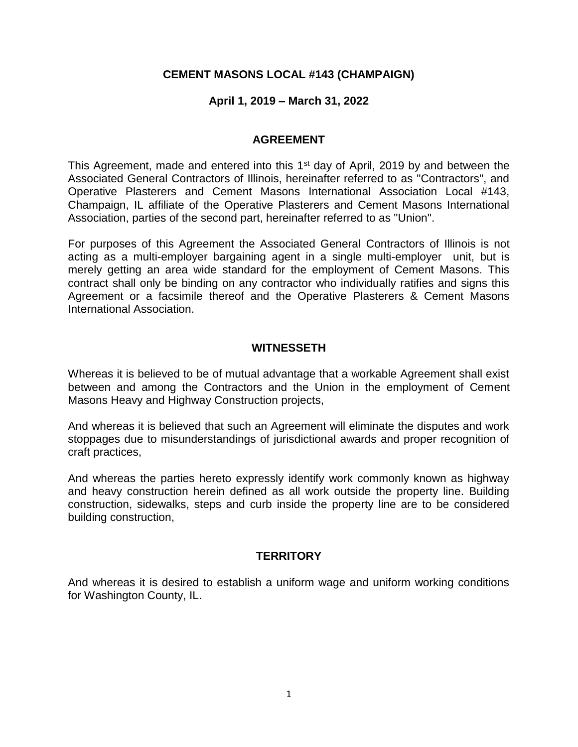# CEMENT MASONS LOCAL #143 (CHAMPAIGN)

## April 1, 2019 – March 31, 2022

## AGREEMENT

This Agreement, made and entered into this 1st day of April, 2019 by and between the Associated General Contractors of Illinois, hereinafter referred to as "Contractors", and Operative Plasterers and Cement Masons International Association Local #143, Champaign, IL affiliate of the Operative Plasterers and Cement Masons International Association, parties of the second part, hereinafter referred to as "Union".

For purposes of this Agreement the Associated General Contractors of Illinois is not acting as a multi-employer bargaining agent in a single multi-employer unit, but is merely getting an area wide standard for the employment of Cement Masons. This contract shall only be binding on any contractor who individually ratifies and signs this Agreement or a facsimile thereof and the Operative Plasterers & Cement Masons International Association.

## WITNESSETH

Whereas it is believed to be of mutual advantage that a workable Agreement shall exist between and among the Contractors and the Union in the employment of Cement Masons Heavy and Highway Construction projects,

And whereas it is believed that such an Agreement will eliminate the disputes and work stoppages due to misunderstandings of jurisdictional awards and proper recognition of craft practices,

And whereas the parties hereto expressly identify work commonly known as highway and heavy construction herein defined as all work outside the property line. Building construction, sidewalks, steps and curb inside the property line are to be considered building construction,

## TERRITORY

And whereas it is desired to establish a uniform wage and uniform working conditions for Washington County, IL.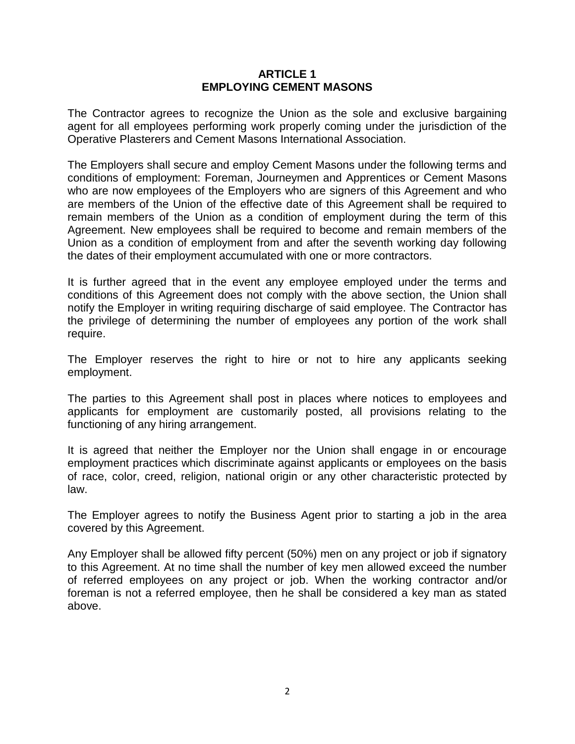# ARTICLE 1
# EMPLOYING CEMENT MASONS

The Contractor agrees to recognize the Union as the sole and exclusive bargaining agent for all employees performing work properly coming under the jurisdiction of the Operative Plasterers and Cement Masons International Association.

The Employers shall secure and employ Cement Masons under the following terms and conditions of employment: Foreman, Journeymen and Apprentices or Cement Masons who are now employees of the Employers who are signers of this Agreement and who are members of the Union of the effective date of this Agreement shall be required to remain members of the Union as a condition of employment during the term of this Agreement. New employees shall be required to become and remain members of the Union as a condition of employment from and after the seventh working day following the dates of their employment accumulated with one or more contractors.

It is further agreed that in the event any employee employed under the terms and conditions of this Agreement does not comply with the above section, the Union shall notify the Employer in writing requiring discharge of said employee. The Contractor has the privilege of determining the number of employees any portion of the work shall require.

The Employer reserves the right to hire or not to hire any applicants seeking employment.

The parties to this Agreement shall post in places where notices to employees and applicants for employment are customarily posted, all provisions relating to the functioning of any hiring arrangement.

It is agreed that neither the Employer nor the Union shall engage in or encourage employment practices which discriminate against applicants or employees on the basis of race, color, creed, religion, national origin or any other characteristic protected by law.

The Employer agrees to notify the Business Agent prior to starting a job in the area covered by this Agreement.

Any Employer shall be allowed fifty percent (50%) men on any project or job if signatory to this Agreement. At no time shall the number of key men allowed exceed the number of referred employees on any project or job. When the working contractor and/or foreman is not a referred employee, then he shall be considered a key man as stated above.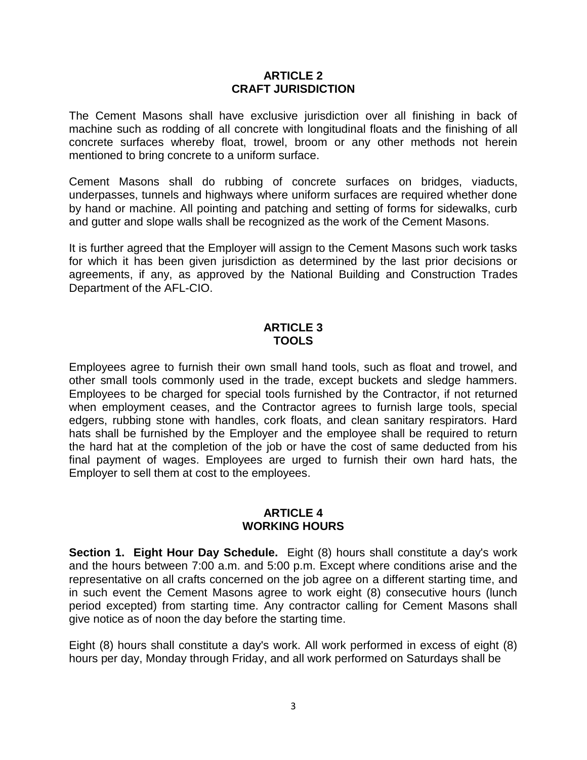## ARTICLE 2
## CRAFT JURISDICTION

The Cement Masons shall have exclusive jurisdiction over all finishing in back of machine such as rodding of all concrete with longitudinal floats and the finishing of all concrete surfaces whereby float, trowel, broom or any other methods not herein mentioned to bring concrete to a uniform surface.

Cement Masons shall do rubbing of concrete surfaces on bridges, viaducts, underpasses, tunnels and highways where uniform surfaces are required whether done by hand or machine. All pointing and patching and setting of forms for sidewalks, curb and gutter and slope walls shall be recognized as the work of the Cement Masons.

It is further agreed that the Employer will assign to the Cement Masons such work tasks for which it has been given jurisdiction as determined by the last prior decisions or agreements, if any, as approved by the National Building and Construction Trades Department of the AFL-CIO.

## ARTICLE 3
## TOOLS

Employees agree to furnish their own small hand tools, such as float and trowel, and other small tools commonly used in the trade, except buckets and sledge hammers. Employees to be charged for special tools furnished by the Contractor, if not returned when employment ceases, and the Contractor agrees to furnish large tools, special edgers, rubbing stone with handles, cork floats, and clean sanitary respirators. Hard hats shall be furnished by the Employer and the employee shall be required to return the hard hat at the completion of the job or have the cost of same deducted from his final payment of wages. Employees are urged to furnish their own hard hats, the Employer to sell them at cost to the employees.

## ARTICLE 4
## WORKING HOURS

**Section 1. Eight Hour Day Schedule.** Eight (8) hours shall constitute a day's work and the hours between 7:00 a.m. and 5:00 p.m. Except where conditions arise and the representative on all crafts concerned on the job agree on a different starting time, and in such event the Cement Masons agree to work eight (8) consecutive hours (lunch period excepted) from starting time. Any contractor calling for Cement Masons shall give notice as of noon the day before the starting time.

Eight (8) hours shall constitute a day's work. All work performed in excess of eight (8) hours per day, Monday through Friday, and all work performed on Saturdays shall be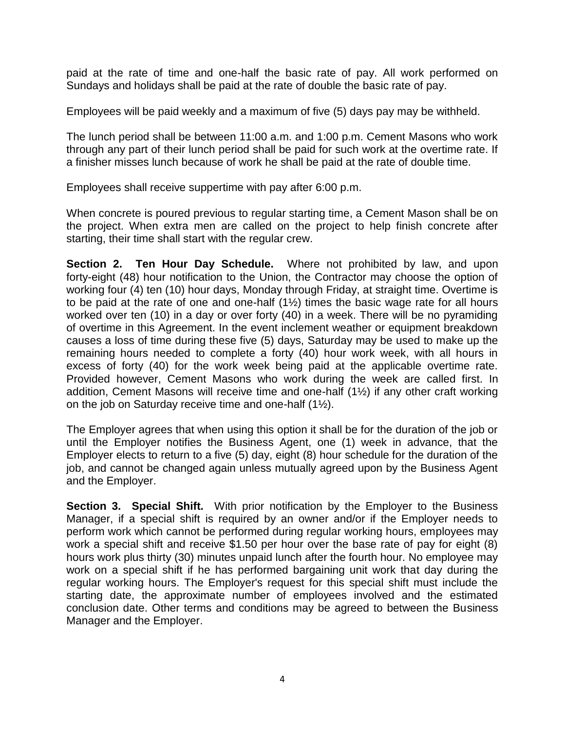paid at the rate of time and one-half the basic rate of pay. All work performed on Sundays and holidays shall be paid at the rate of double the basic rate of pay.

Employees will be paid weekly and a maximum of five (5) days pay may be withheld.

The lunch period shall be between 11:00 a.m. and 1:00 p.m. Cement Masons who work through any part of their lunch period shall be paid for such work at the overtime rate. If a finisher misses lunch because of work he shall be paid at the rate of double time.

Employees shall receive suppertime with pay after 6:00 p.m.

When concrete is poured previous to regular starting time, a Cement Mason shall be on the project. When extra men are called on the project to help finish concrete after starting, their time shall start with the regular crew.

**Section 2. Ten Hour Day Schedule.** Where not prohibited by law, and upon forty-eight (48) hour notification to the Union, the Contractor may choose the option of working four (4) ten (10) hour days, Monday through Friday, at straight time. Overtime is to be paid at the rate of one and one-half (1½) times the basic wage rate for all hours worked over ten (10) in a day or over forty (40) in a week. There will be no pyramiding of overtime in this Agreement. In the event inclement weather or equipment breakdown causes a loss of time during these five (5) days, Saturday may be used to make up the remaining hours needed to complete a forty (40) hour work week, with all hours in excess of forty (40) for the work week being paid at the applicable overtime rate. Provided however, Cement Masons who work during the week are called first. In addition, Cement Masons will receive time and one-half (1½) if any other craft working on the job on Saturday receive time and one-half (1½).

The Employer agrees that when using this option it shall be for the duration of the job or until the Employer notifies the Business Agent, one (1) week in advance, that the Employer elects to return to a five (5) day, eight (8) hour schedule for the duration of the job, and cannot be changed again unless mutually agreed upon by the Business Agent and the Employer.

**Section 3. Special Shift.** With prior notification by the Employer to the Business Manager, if a special shift is required by an owner and/or if the Employer needs to perform work which cannot be performed during regular working hours, employees may work a special shift and receive $1.50 per hour over the base rate of pay for eight (8) hours work plus thirty (30) minutes unpaid lunch after the fourth hour. No employee may work on a special shift if he has performed bargaining unit work that day during the regular working hours. The Employer's request for this special shift must include the starting date, the approximate number of employees involved and the estimated conclusion date. Other terms and conditions may be agreed to between the Business Manager and the Employer.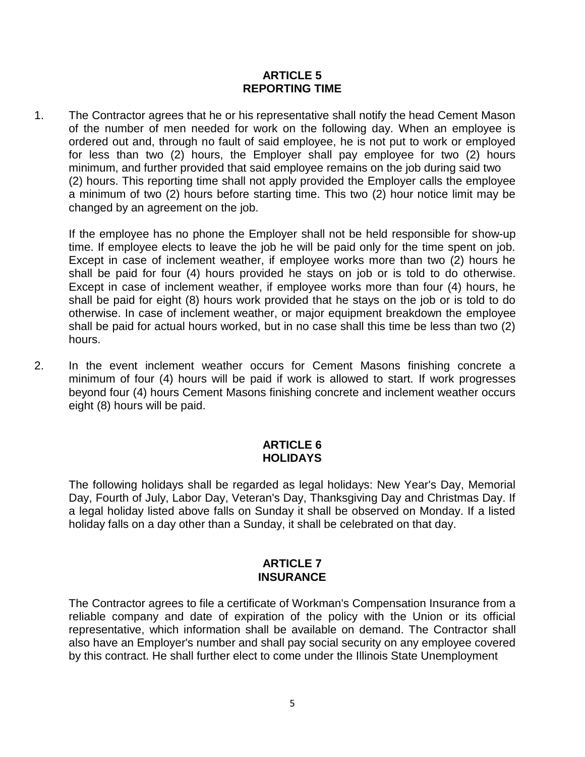## ARTICLE 5
## REPORTING TIME

1. The Contractor agrees that he or his representative shall notify the head Cement Mason of the number of men needed for work on the following day. When an employee is ordered out and, through no fault of said employee, he is not put to work or employed for less than two (2) hours, the Employer shall pay employee for two (2) hours minimum, and further provided that said employee remains on the job during said two (2) hours. This reporting time shall not apply provided the Employer calls the employee a minimum of two (2) hours before starting time. This two (2) hour notice limit may be changed by an agreement on the job.

   If the employee has no phone the Employer shall not be held responsible for show-up time. If employee elects to leave the job he will be paid only for the time spent on job. Except in case of inclement weather, if employee works more than two (2) hours he shall be paid for four (4) hours provided he stays on job or is told to do otherwise. Except in case of inclement weather, if employee works more than four (4) hours, he shall be paid for eight (8) hours work provided that he stays on the job or is told to do otherwise. In case of inclement weather, or major equipment breakdown the employee shall be paid for actual hours worked, but in no case shall this time be less than two (2) hours.

2. In the event inclement weather occurs for Cement Masons finishing concrete a minimum of four (4) hours will be paid if work is allowed to start. If work progresses beyond four (4) hours Cement Masons finishing concrete and inclement weather occurs eight (8) hours will be paid.

## ARTICLE 6
## HOLIDAYS

The following holidays shall be regarded as legal holidays: New Year's Day, Memorial Day, Fourth of July, Labor Day, Veteran's Day, Thanksgiving Day and Christmas Day. If a legal holiday listed above falls on Sunday it shall be observed on Monday. If a listed holiday falls on a day other than a Sunday, it shall be celebrated on that day.

## ARTICLE 7
## INSURANCE

The Contractor agrees to file a certificate of Workman's Compensation Insurance from a reliable company and date of expiration of the policy with the Union or its official representative, which information shall be available on demand. The Contractor shall also have an Employer's number and shall pay social security on any employee covered by this contract. He shall further elect to come under the Illinois State Unemployment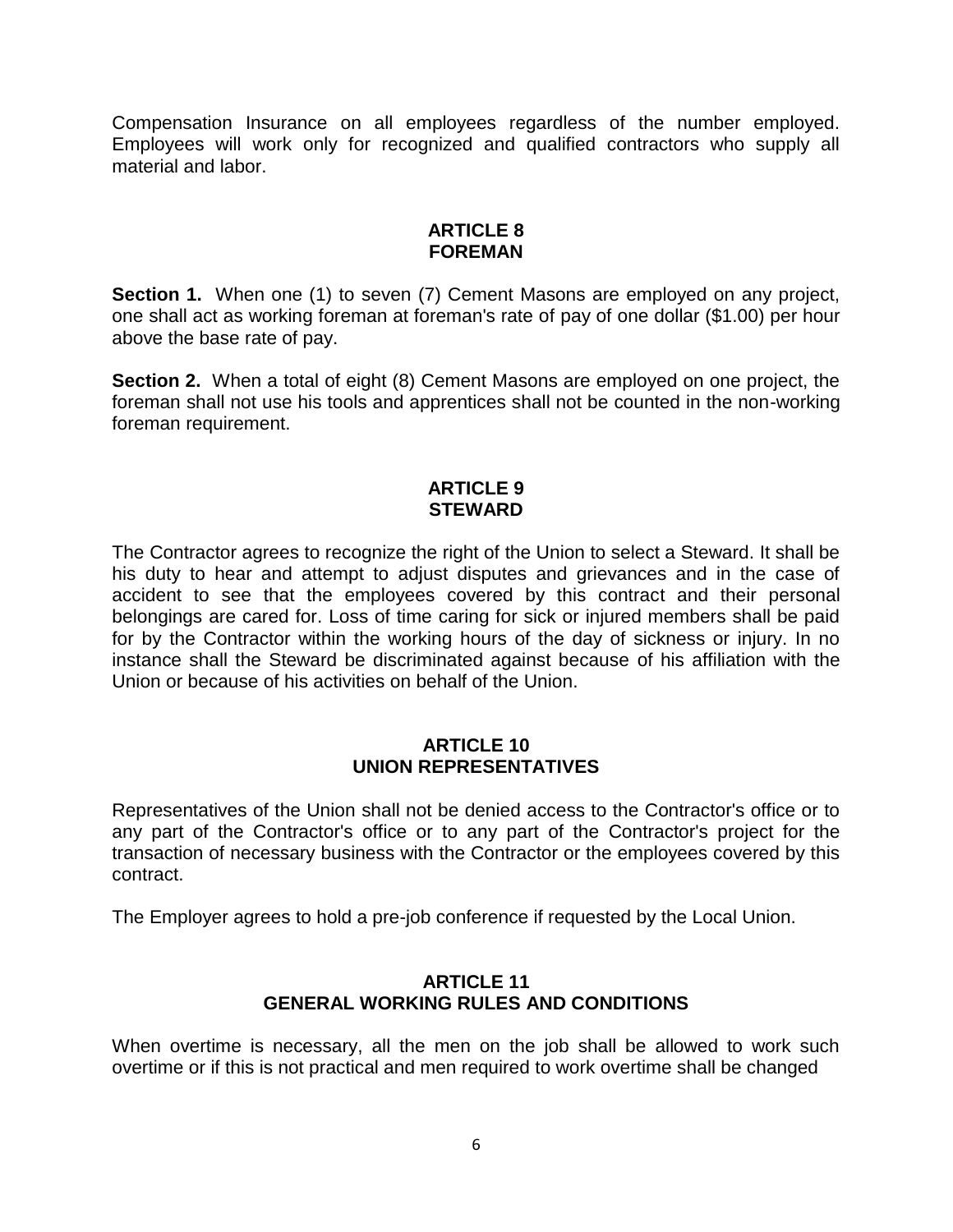Compensation Insurance on all employees regardless of the number employed. Employees will work only for recognized and qualified contractors who supply all material and labor.

## ARTICLE 8
## FOREMAN

**Section 1.** When one (1) to seven (7) Cement Masons are employed on any project, one shall act as working foreman at foreman's rate of pay of one dollar ($1.00) per hour above the base rate of pay.

**Section 2.** When a total of eight (8) Cement Masons are employed on one project, the foreman shall not use his tools and apprentices shall not be counted in the non-working foreman requirement.

## ARTICLE 9
## STEWARD

The Contractor agrees to recognize the right of the Union to select a Steward. It shall be his duty to hear and attempt to adjust disputes and grievances and in the case of accident to see that the employees covered by this contract and their personal belongings are cared for. Loss of time caring for sick or injured members shall be paid for by the Contractor within the working hours of the day of sickness or injury. In no instance shall the Steward be discriminated against because of his affiliation with the Union or because of his activities on behalf of the Union.

## ARTICLE 10
## UNION REPRESENTATIVES

Representatives of the Union shall not be denied access to the Contractor's office or to any part of the Contractor's office or to any part of the Contractor's project for the transaction of necessary business with the Contractor or the employees covered by this contract.

The Employer agrees to hold a pre-job conference if requested by the Local Union.

## ARTICLE 11
## GENERAL WORKING RULES AND CONDITIONS

When overtime is necessary, all the men on the job shall be allowed to work such overtime or if this is not practical and men required to work overtime shall be changed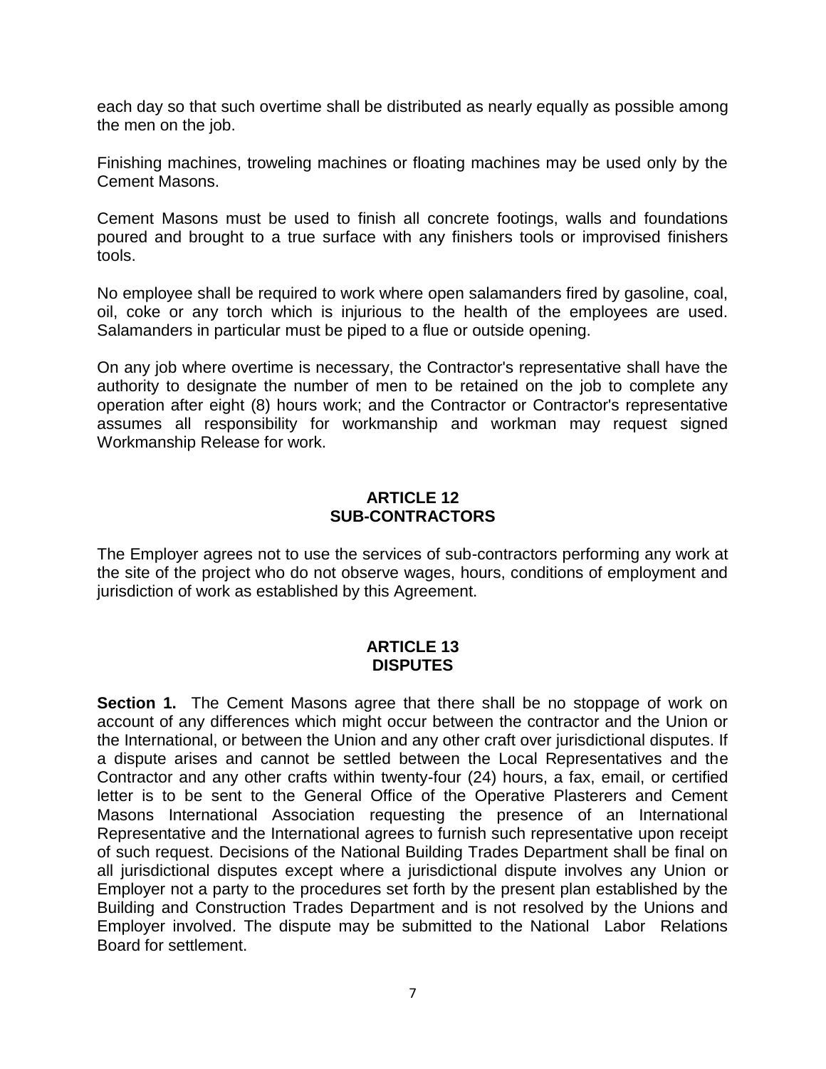each day so that such overtime shall be distributed as nearly equally as possible among the men on the job.

Finishing machines, troweling machines or floating machines may be used only by the Cement Masons.

Cement Masons must be used to finish all concrete footings, walls and foundations poured and brought to a true surface with any finishers tools or improvised finishers tools.

No employee shall be required to work where open salamanders fired by gasoline, coal, oil, coke or any torch which is injurious to the health of the employees are used. Salamanders in particular must be piped to a flue or outside opening.

On any job where overtime is necessary, the Contractor's representative shall have the authority to designate the number of men to be retained on the job to complete any operation after eight (8) hours work; and the Contractor or Contractor's representative assumes all responsibility for workmanship and workman may request signed Workmanship Release for work.

## ARTICLE 12
## SUB-CONTRACTORS

The Employer agrees not to use the services of sub-contractors performing any work at the site of the project who do not observe wages, hours, conditions of employment and jurisdiction of work as established by this Agreement.

## ARTICLE 13
## DISPUTES

**Section 1.** The Cement Masons agree that there shall be no stoppage of work on account of any differences which might occur between the contractor and the Union or the International, or between the Union and any other craft over jurisdictional disputes. If a dispute arises and cannot be settled between the Local Representatives and the Contractor and any other crafts within twenty-four (24) hours, a fax, email, or certified letter is to be sent to the General Office of the Operative Plasterers and Cement Masons International Association requesting the presence of an International Representative and the International agrees to furnish such representative upon receipt of such request. Decisions of the National Building Trades Department shall be final on all jurisdictional disputes except where a jurisdictional dispute involves any Union or Employer not a party to the procedures set forth by the present plan established by the Building and Construction Trades Department and is not resolved by the Unions and Employer involved. The dispute may be submitted to the National Labor Relations Board for settlement.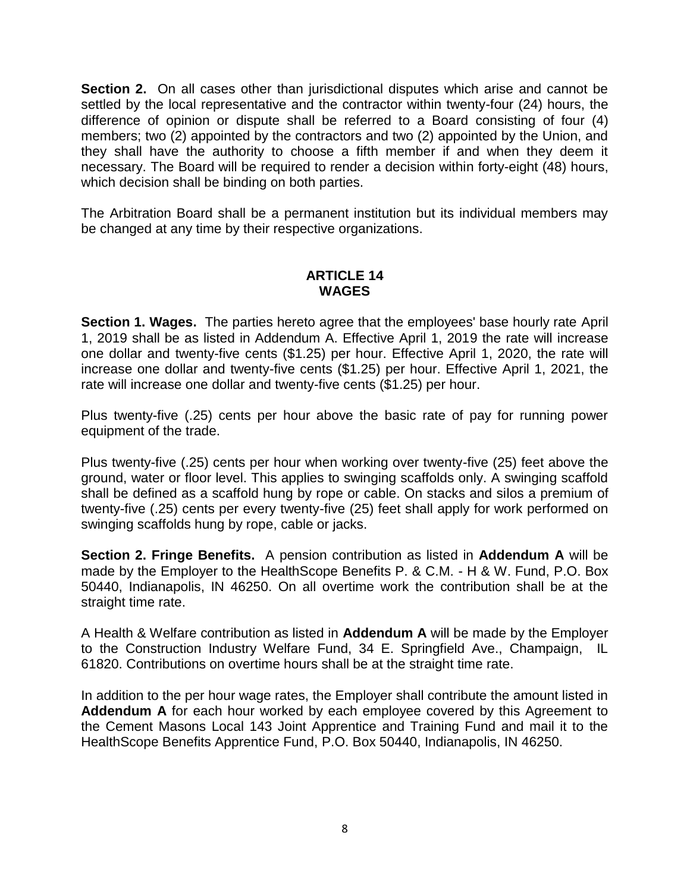**Section 2.** On all cases other than jurisdictional disputes which arise and cannot be settled by the local representative and the contractor within twenty-four (24) hours, the difference of opinion or dispute shall be referred to a Board consisting of four (4) members; two (2) appointed by the contractors and two (2) appointed by the Union, and they shall have the authority to choose a fifth member if and when they deem it necessary. The Board will be required to render a decision within forty-eight (48) hours, which decision shall be binding on both parties.

The Arbitration Board shall be a permanent institution but its individual members may be changed at any time by their respective organizations.

## ARTICLE 14
## WAGES

**Section 1. Wages.** The parties hereto agree that the employees' base hourly rate April 1, 2019 shall be as listed in Addendum A. Effective April 1, 2019 the rate will increase one dollar and twenty-five cents ($1.25) per hour. Effective April 1, 2020, the rate will increase one dollar and twenty-five cents ($1.25) per hour. Effective April 1, 2021, the rate will increase one dollar and twenty-five cents ($1.25) per hour.

Plus twenty-five (.25) cents per hour above the basic rate of pay for running power equipment of the trade.

Plus twenty-five (.25) cents per hour when working over twenty-five (25) feet above the ground, water or floor level. This applies to swinging scaffolds only. A swinging scaffold shall be defined as a scaffold hung by rope or cable. On stacks and silos a premium of twenty-five (.25) cents per every twenty-five (25) feet shall apply for work performed on swinging scaffolds hung by rope, cable or jacks.

**Section 2. Fringe Benefits.** A pension contribution as listed in **Addendum A** will be made by the Employer to the HealthScope Benefits P. & C.M. - H & W. Fund, P.O. Box 50440, Indianapolis, IN 46250. On all overtime work the contribution shall be at the straight time rate.

A Health & Welfare contribution as listed in **Addendum A** will be made by the Employer to the Construction Industry Welfare Fund, 34 E. Springfield Ave., Champaign, IL 61820. Contributions on overtime hours shall be at the straight time rate.

In addition to the per hour wage rates, the Employer shall contribute the amount listed in **Addendum A** for each hour worked by each employee covered by this Agreement to the Cement Masons Local 143 Joint Apprentice and Training Fund and mail it to the HealthScope Benefits Apprentice Fund, P.O. Box 50440, Indianapolis, IN 46250.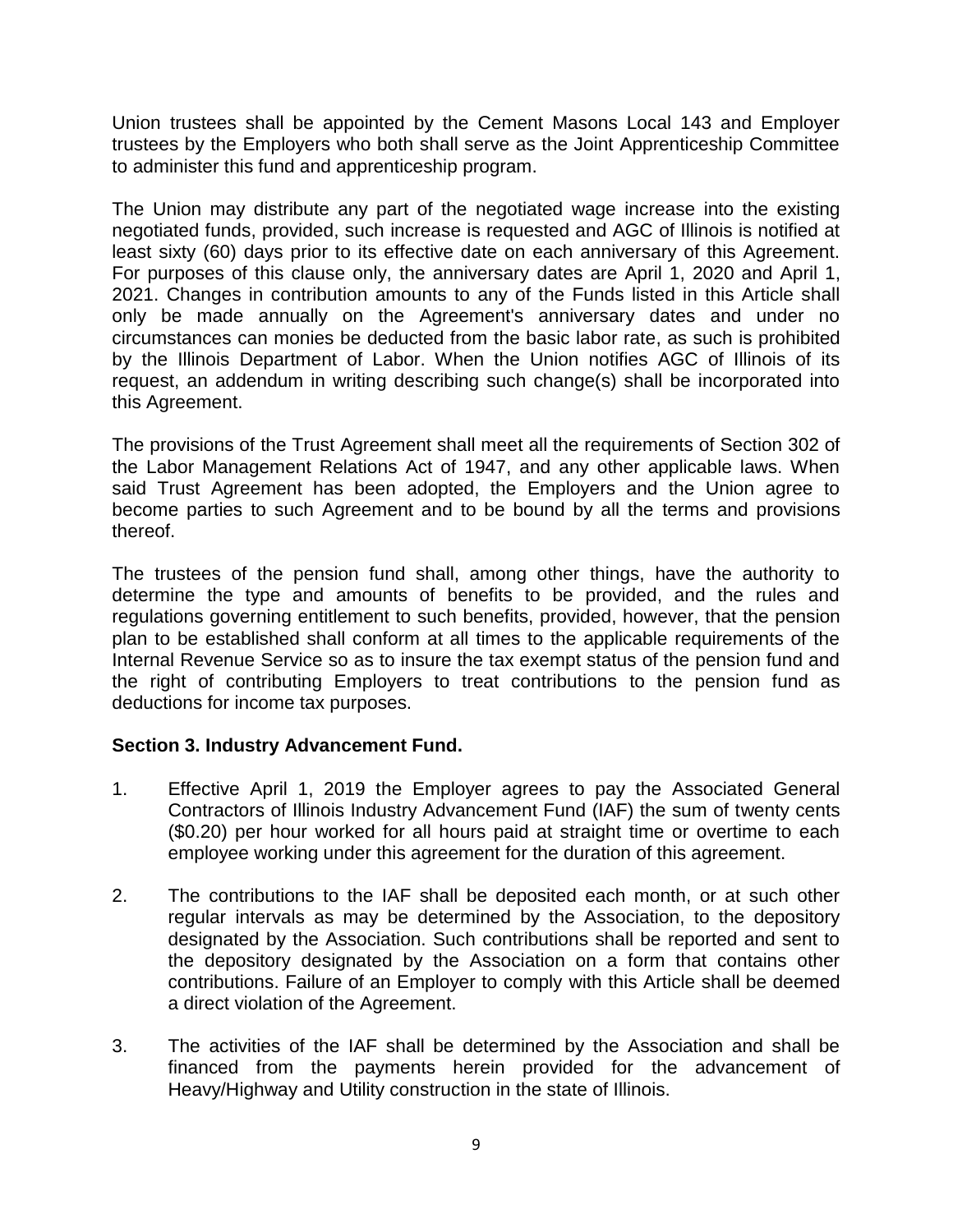Union trustees shall be appointed by the Cement Masons Local 143 and Employer trustees by the Employers who both shall serve as the Joint Apprenticeship Committee to administer this fund and apprenticeship program.

The Union may distribute any part of the negotiated wage increase into the existing negotiated funds, provided, such increase is requested and AGC of Illinois is notified at least sixty (60) days prior to its effective date on each anniversary of this Agreement. For purposes of this clause only, the anniversary dates are April 1, 2020 and April 1, 2021. Changes in contribution amounts to any of the Funds listed in this Article shall only be made annually on the Agreement's anniversary dates and under no circumstances can monies be deducted from the basic labor rate, as such is prohibited by the Illinois Department of Labor. When the Union notifies AGC of Illinois of its request, an addendum in writing describing such change(s) shall be incorporated into this Agreement.

The provisions of the Trust Agreement shall meet all the requirements of Section 302 of the Labor Management Relations Act of 1947, and any other applicable laws. When said Trust Agreement has been adopted, the Employers and the Union agree to become parties to such Agreement and to be bound by all the terms and provisions thereof.

The trustees of the pension fund shall, among other things, have the authority to determine the type and amounts of benefits to be provided, and the rules and regulations governing entitlement to such benefits, provided, however, that the pension plan to be established shall conform at all times to the applicable requirements of the Internal Revenue Service so as to insure the tax exempt status of the pension fund and the right of contributing Employers to treat contributions to the pension fund as deductions for income tax purposes.

**Section 3. Industry Advancement Fund.**

1. Effective April 1, 2019 the Employer agrees to pay the Associated General Contractors of Illinois Industry Advancement Fund (IAF) the sum of twenty cents ($0.20) per hour worked for all hours paid at straight time or overtime to each employee working under this agreement for the duration of this agreement.

2. The contributions to the IAF shall be deposited each month, or at such other regular intervals as may be determined by the Association, to the depository designated by the Association. Such contributions shall be reported and sent to the depository designated by the Association on a form that contains other contributions. Failure of an Employer to comply with this Article shall be deemed a direct violation of the Agreement.

3. The activities of the IAF shall be determined by the Association and shall be financed from the payments herein provided for the advancement of Heavy/Highway and Utility construction in the state of Illinois.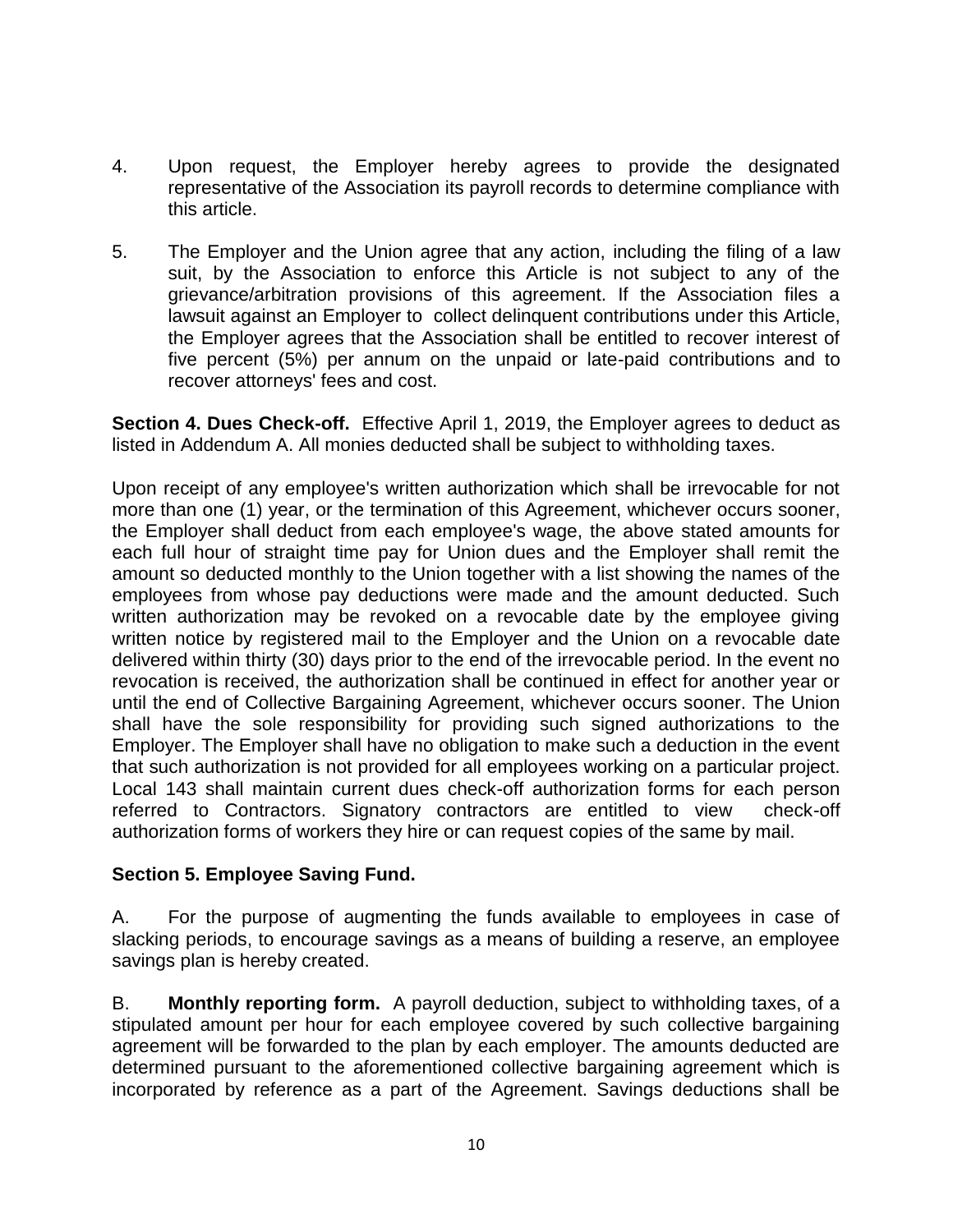4. Upon request, the Employer hereby agrees to provide the designated representative of the Association its payroll records to determine compliance with this article.

5. The Employer and the Union agree that any action, including the filing of a law suit, by the Association to enforce this Article is not subject to any of the grievance/arbitration provisions of this agreement. If the Association files a lawsuit against an Employer to collect delinquent contributions under this Article, the Employer agrees that the Association shall be entitled to recover interest of five percent (5%) per annum on the unpaid or late-paid contributions and to recover attorneys' fees and cost.

**Section 4. Dues Check-off.** Effective April 1, 2019, the Employer agrees to deduct as listed in Addendum A. All monies deducted shall be subject to withholding taxes.

Upon receipt of any employee's written authorization which shall be irrevocable for not more than one (1) year, or the termination of this Agreement, whichever occurs sooner, the Employer shall deduct from each employee's wage, the above stated amounts for each full hour of straight time pay for Union dues and the Employer shall remit the amount so deducted monthly to the Union together with a list showing the names of the employees from whose pay deductions were made and the amount deducted. Such written authorization may be revoked on a revocable date by the employee giving written notice by registered mail to the Employer and the Union on a revocable date delivered within thirty (30) days prior to the end of the irrevocable period. In the event no revocation is received, the authorization shall be continued in effect for another year or until the end of Collective Bargaining Agreement, whichever occurs sooner. The Union shall have the sole responsibility for providing such signed authorizations to the Employer. The Employer shall have no obligation to make such a deduction in the event that such authorization is not provided for all employees working on a particular project. Local 143 shall maintain current dues check-off authorization forms for each person referred to Contractors. Signatory contractors are entitled to view check-off authorization forms of workers they hire or can request copies of the same by mail.

**Section 5. Employee Saving Fund.**

A. For the purpose of augmenting the funds available to employees in case of slacking periods, to encourage savings as a means of building a reserve, an employee savings plan is hereby created.

B. **Monthly reporting form.** A payroll deduction, subject to withholding taxes, of a stipulated amount per hour for each employee covered by such collective bargaining agreement will be forwarded to the plan by each employer. The amounts deducted are determined pursuant to the aforementioned collective bargaining agreement which is incorporated by reference as a part of the Agreement. Savings deductions shall be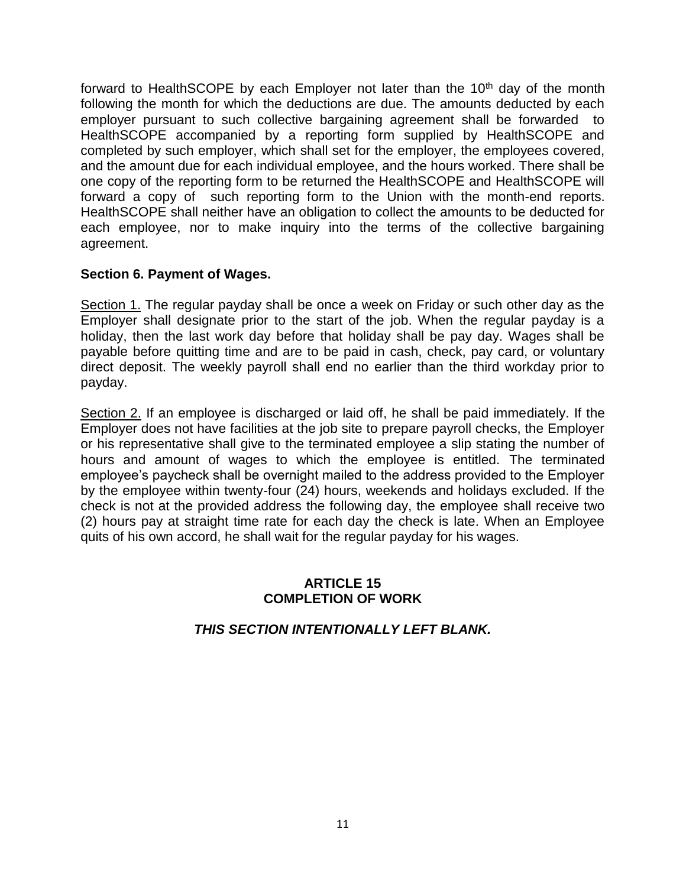forward to HealthSCOPE by each Employer not later than the 10th day of the month following the month for which the deductions are due. The amounts deducted by each employer pursuant to such collective bargaining agreement shall be forwarded to HealthSCOPE accompanied by a reporting form supplied by HealthSCOPE and completed by such employer, which shall set for the employer, the employees covered, and the amount due for each individual employee, and the hours worked. There shall be one copy of the reporting form to be returned the HealthSCOPE and HealthSCOPE will forward a copy of such reporting form to the Union with the month-end reports. HealthSCOPE shall neither have an obligation to collect the amounts to be deducted for each employee, nor to make inquiry into the terms of the collective bargaining agreement.

**Section 6. Payment of Wages.**

Section 1. The regular payday shall be once a week on Friday or such other day as the Employer shall designate prior to the start of the job. When the regular payday is a holiday, then the last work day before that holiday shall be pay day. Wages shall be payable before quitting time and are to be paid in cash, check, pay card, or voluntary direct deposit. The weekly payroll shall end no earlier than the third workday prior to payday.

Section 2. If an employee is discharged or laid off, he shall be paid immediately. If the Employer does not have facilities at the job site to prepare payroll checks, the Employer or his representative shall give to the terminated employee a slip stating the number of hours and amount of wages to which the employee is entitled. The terminated employee's paycheck shall be overnight mailed to the address provided to the Employer by the employee within twenty-four (24) hours, weekends and holidays excluded. If the check is not at the provided address the following day, the employee shall receive two (2) hours pay at straight time rate for each day the check is late. When an Employee quits of his own accord, he shall wait for the regular payday for his wages.

## ARTICLE 15
## COMPLETION OF WORK

***THIS SECTION INTENTIONALLY LEFT BLANK.***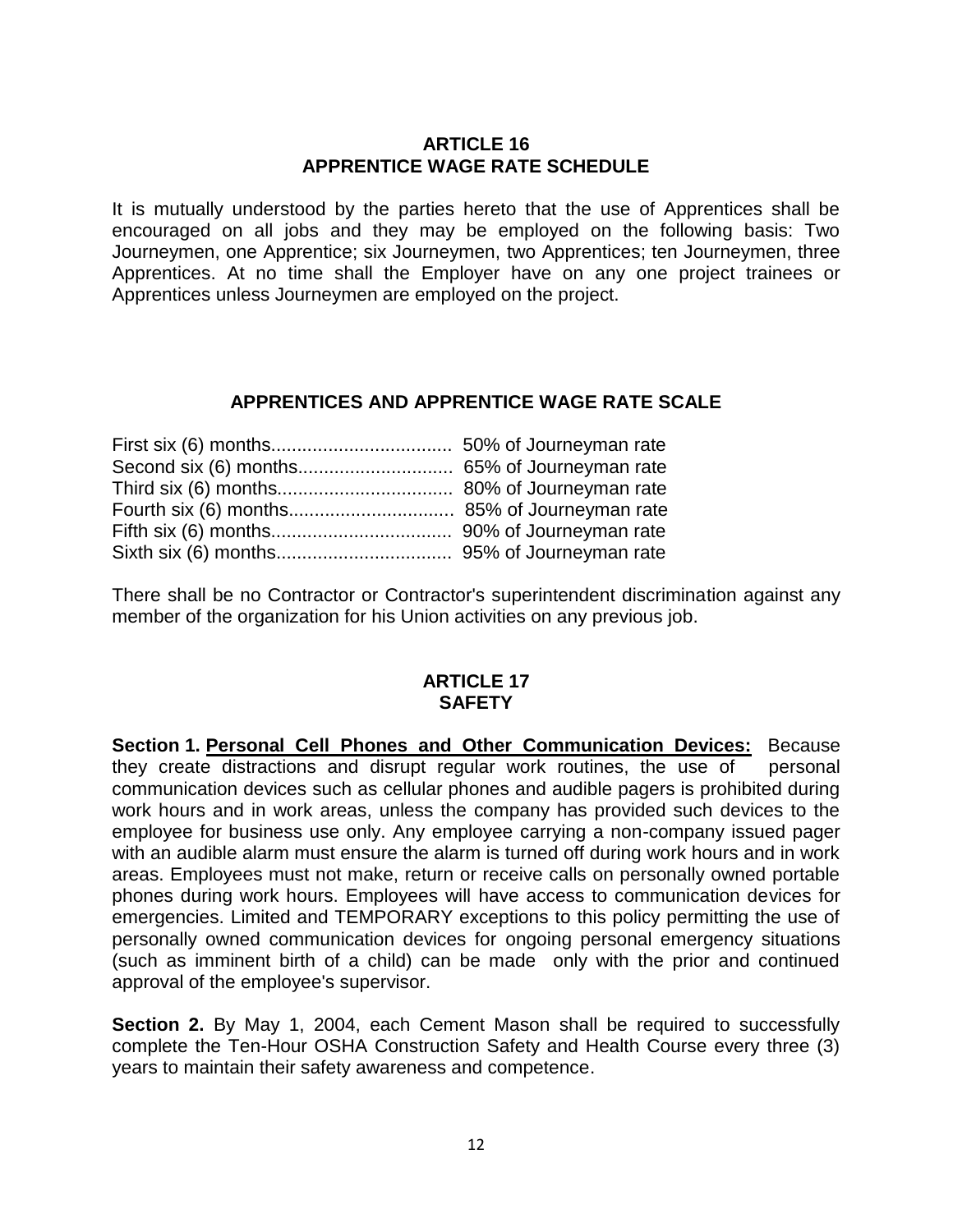## ARTICLE 16
## APPRENTICE WAGE RATE SCHEDULE

It is mutually understood by the parties hereto that the use of Apprentices shall be encouraged on all jobs and they may be employed on the following basis: Two Journeymen, one Apprentice; six Journeymen, two Apprentices; ten Journeymen, three Apprentices. At no time shall the Employer have on any one project trainees or Apprentices unless Journeymen are employed on the project.

### APPRENTICES AND APPRENTICE WAGE RATE SCALE

First six (6) months.................................. 50% of Journeyman rate
Second six (6) months.............................. 65% of Journeyman rate
Third six (6) months.................................. 80% of Journeyman rate
Fourth six (6) months................................ 85% of Journeyman rate
Fifth six (6) months................................... 90% of Journeyman rate
Sixth six (6) months.................................. 95% of Journeyman rate

There shall be no Contractor or Contractor's superintendent discrimination against any member of the organization for his Union activities on any previous job.

## ARTICLE 17
## SAFETY

**Section 1. Personal Cell Phones and Other Communication Devices:** Because they create distractions and disrupt regular work routines, the use of personal communication devices such as cellular phones and audible pagers is prohibited during work hours and in work areas, unless the company has provided such devices to the employee for business use only. Any employee carrying a non-company issued pager with an audible alarm must ensure the alarm is turned off during work hours and in work areas. Employees must not make, return or receive calls on personally owned portable phones during work hours. Employees will have access to communication devices for emergencies. Limited and TEMPORARY exceptions to this policy permitting the use of personally owned communication devices for ongoing personal emergency situations (such as imminent birth of a child) can be made only with the prior and continued approval of the employee's supervisor.

**Section 2.** By May 1, 2004, each Cement Mason shall be required to successfully complete the Ten-Hour OSHA Construction Safety and Health Course every three (3) years to maintain their safety awareness and competence.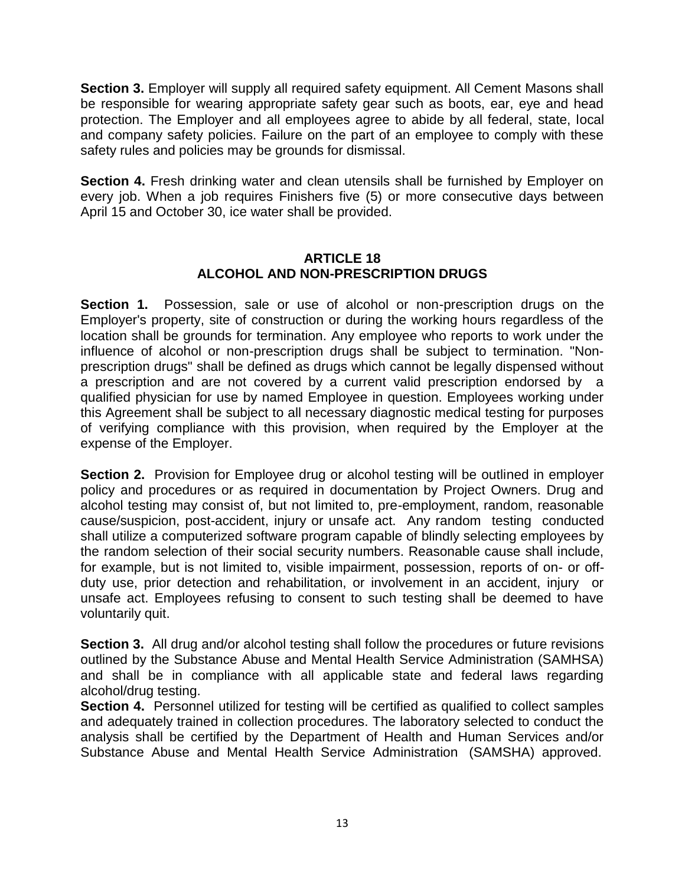**Section 3.** Employer will supply all required safety equipment. All Cement Masons shall be responsible for wearing appropriate safety gear such as boots, ear, eye and head protection. The Employer and all employees agree to abide by all federal, state, local and company safety policies. Failure on the part of an employee to comply with these safety rules and policies may be grounds for dismissal.

**Section 4.** Fresh drinking water and clean utensils shall be furnished by Employer on every job. When a job requires Finishers five (5) or more consecutive days between April 15 and October 30, ice water shall be provided.

## ARTICLE 18
## ALCOHOL AND NON-PRESCRIPTION DRUGS

**Section 1.** Possession, sale or use of alcohol or non-prescription drugs on the Employer's property, site of construction or during the working hours regardless of the location shall be grounds for termination. Any employee who reports to work under the influence of alcohol or non-prescription drugs shall be subject to termination. "Non-prescription drugs" shall be defined as drugs which cannot be legally dispensed without a prescription and are not covered by a current valid prescription endorsed by a qualified physician for use by named Employee in question. Employees working under this Agreement shall be subject to all necessary diagnostic medical testing for purposes of verifying compliance with this provision, when required by the Employer at the expense of the Employer.

**Section 2.** Provision for Employee drug or alcohol testing will be outlined in employer policy and procedures or as required in documentation by Project Owners. Drug and alcohol testing may consist of, but not limited to, pre-employment, random, reasonable cause/suspicion, post-accident, injury or unsafe act. Any random testing conducted shall utilize a computerized software program capable of blindly selecting employees by the random selection of their social security numbers. Reasonable cause shall include, for example, but is not limited to, visible impairment, possession, reports of on- or off-duty use, prior detection and rehabilitation, or involvement in an accident, injury or unsafe act. Employees refusing to consent to such testing shall be deemed to have voluntarily quit.

**Section 3.** All drug and/or alcohol testing shall follow the procedures or future revisions outlined by the Substance Abuse and Mental Health Service Administration (SAMHSA) and shall be in compliance with all applicable state and federal laws regarding alcohol/drug testing.

**Section 4.** Personnel utilized for testing will be certified as qualified to collect samples and adequately trained in collection procedures. The laboratory selected to conduct the analysis shall be certified by the Department of Health and Human Services and/or Substance Abuse and Mental Health Service Administration (SAMSHA) approved.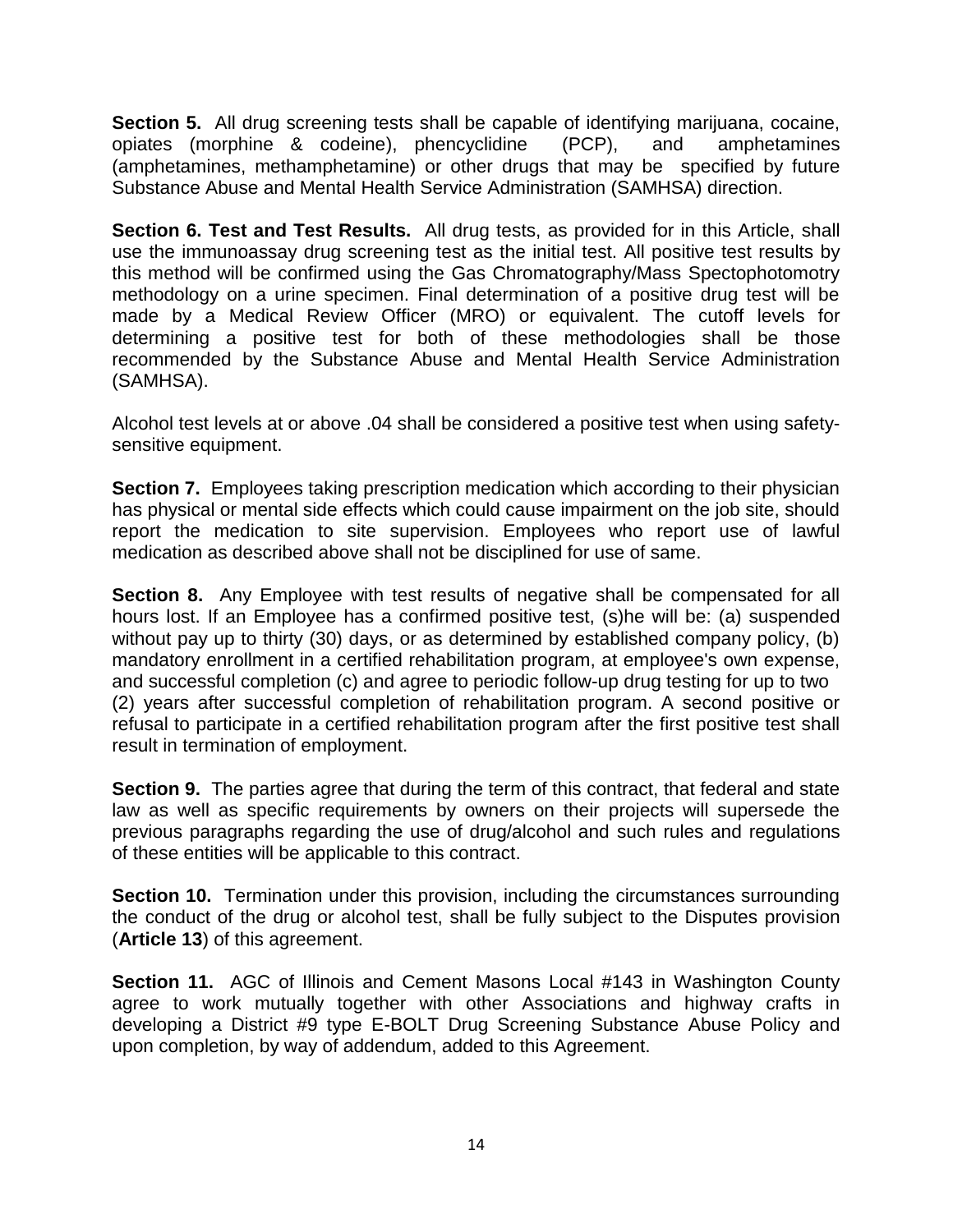**Section 5.** All drug screening tests shall be capable of identifying marijuana, cocaine, opiates (morphine & codeine), phencyclidine (PCP), and amphetamines (amphetamines, methamphetamine) or other drugs that may be specified by future Substance Abuse and Mental Health Service Administration (SAMHSA) direction.

**Section 6. Test and Test Results.** All drug tests, as provided for in this Article, shall use the immunoassay drug screening test as the initial test. All positive test results by this method will be confirmed using the Gas Chromatography/Mass Spectophotomotry methodology on a urine specimen. Final determination of a positive drug test will be made by a Medical Review Officer (MRO) or equivalent. The cutoff levels for determining a positive test for both of these methodologies shall be those recommended by the Substance Abuse and Mental Health Service Administration (SAMHSA).

Alcohol test levels at or above .04 shall be considered a positive test when using safety-sensitive equipment.

**Section 7.** Employees taking prescription medication which according to their physician has physical or mental side effects which could cause impairment on the job site, should report the medication to site supervision. Employees who report use of lawful medication as described above shall not be disciplined for use of same.

**Section 8.** Any Employee with test results of negative shall be compensated for all hours lost. If an Employee has a confirmed positive test, (s)he will be: (a) suspended without pay up to thirty (30) days, or as determined by established company policy, (b) mandatory enrollment in a certified rehabilitation program, at employee's own expense, and successful completion (c) and agree to periodic follow-up drug testing for up to two (2) years after successful completion of rehabilitation program. A second positive or refusal to participate in a certified rehabilitation program after the first positive test shall result in termination of employment.

**Section 9.** The parties agree that during the term of this contract, that federal and state law as well as specific requirements by owners on their projects will supersede the previous paragraphs regarding the use of drug/alcohol and such rules and regulations of these entities will be applicable to this contract.

**Section 10.** Termination under this provision, including the circumstances surrounding the conduct of the drug or alcohol test, shall be fully subject to the Disputes provision (**Article 13**) of this agreement.

**Section 11.** AGC of Illinois and Cement Masons Local #143 in Washington County agree to work mutually together with other Associations and highway crafts in developing a District #9 type E-BOLT Drug Screening Substance Abuse Policy and upon completion, by way of addendum, added to this Agreement.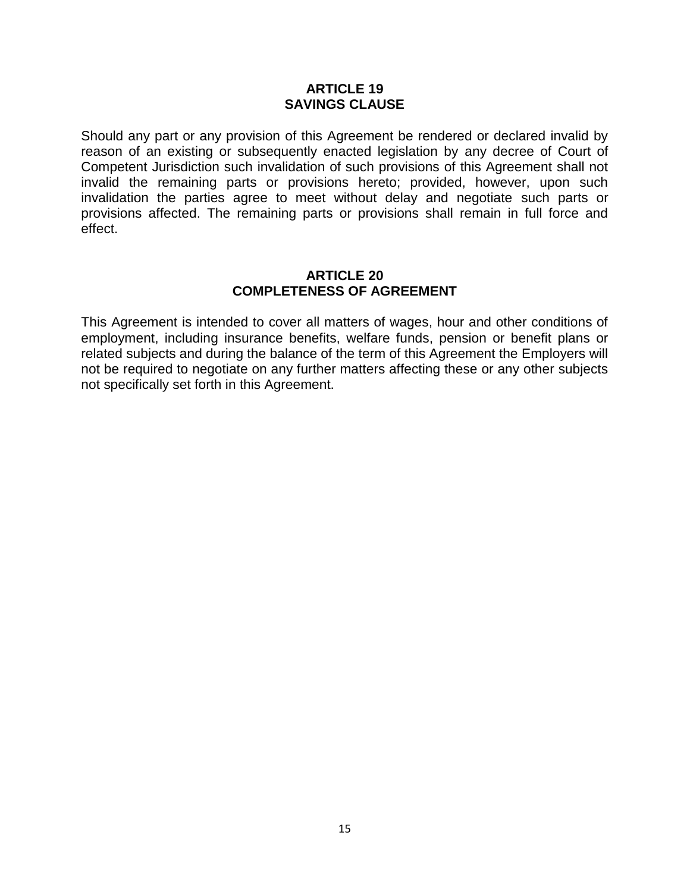## ARTICLE 19
## SAVINGS CLAUSE

Should any part or any provision of this Agreement be rendered or declared invalid by reason of an existing or subsequently enacted legislation by any decree of Court of Competent Jurisdiction such invalidation of such provisions of this Agreement shall not invalid the remaining parts or provisions hereto; provided, however, upon such invalidation the parties agree to meet without delay and negotiate such parts or provisions affected. The remaining parts or provisions shall remain in full force and effect.

## ARTICLE 20
## COMPLETENESS OF AGREEMENT

This Agreement is intended to cover all matters of wages, hour and other conditions of employment, including insurance benefits, welfare funds, pension or benefit plans or related subjects and during the balance of the term of this Agreement the Employers will not be required to negotiate on any further matters affecting these or any other subjects not specifically set forth in this Agreement.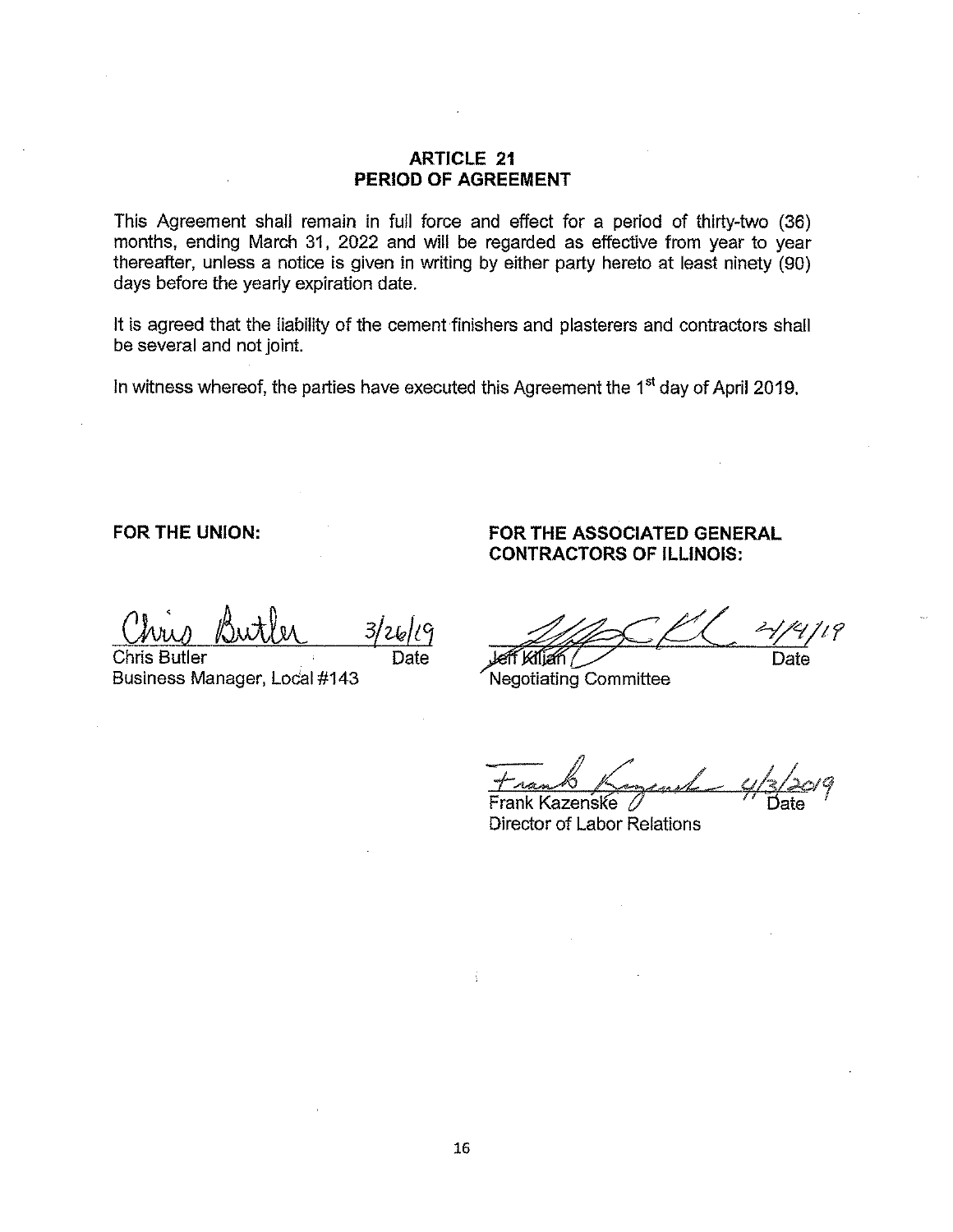## ARTICLE 21
## PERIOD OF AGREEMENT

This Agreement shall remain in full force and effect for a period of thirty-two (36) months, ending March 31, 2022 and will be regarded as effective from year to year thereafter, unless a notice is given in writing by either party hereto at least ninety (90) days before the yearly expiration date.

It is agreed that the liability of the cement finishers and plasterers and contractors shall be several and not joint.

In witness whereof, the parties have executed this Agreement the 1st day of April 2019.

**FOR THE UNION:**

Chris Butler 3/26/19
Chris Butler Date
Business Manager, Local #143

**FOR THE ASSOCIATED GENERAL CONTRACTORS OF ILLINOIS:**

4/4/19
Jeff Killian Date
Negotiating Committee

Frank Kazenske 4/3/2019
Frank Kazenske Date
Director of Labor Relations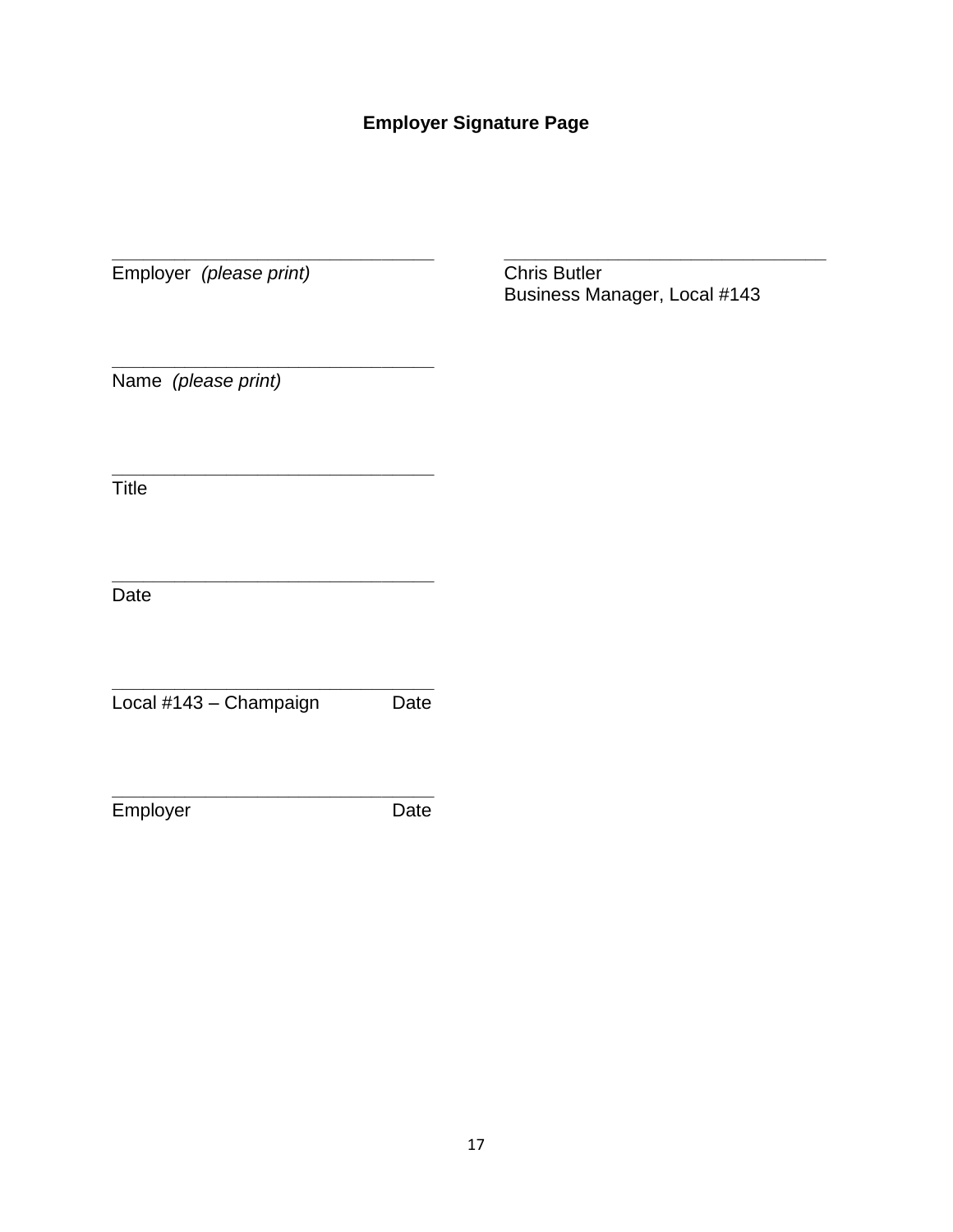**Employer Signature Page**

________________________________
Employer *(please print)*

________________________________
Chris Butler
Business Manager, Local #143

________________________________
Name *(please print)*

________________________________
Title

________________________________
Date

________________________________
Local #143 – Champaign Date

________________________________
Employer Date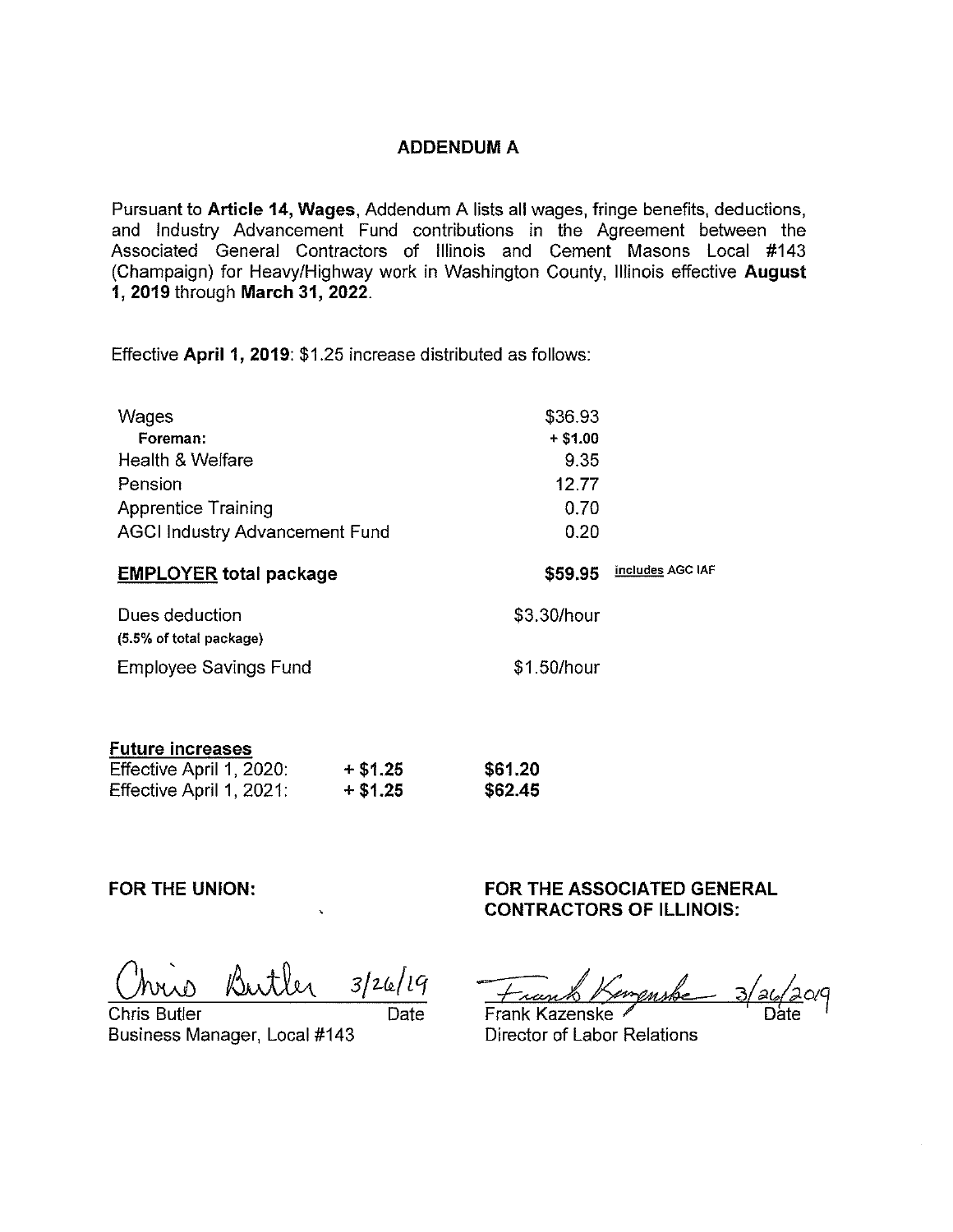# ADDENDUM A

Pursuant to **Article 14, Wages**, Addendum A lists all wages, fringe benefits, deductions, and Industry Advancement Fund contributions in the Agreement between the Associated General Contractors of Illinois and Cement Masons Local #143 (Champaign) for Heavy/Highway work in Washington County, Illinois effective **August 1, 2019** through **March 31, 2022**.

Effective **April 1, 2019**: $1.25 increase distributed as follows:

| | | |
|---|---|---|
| Wages | $36.93 | |
| **Foreman:** | **+ $1.00** | |
| Health & Welfare | 9.35 | |
| Pension | 12.77 | |
| Apprentice Training | 0.70 | |
| AGCI Industry Advancement Fund | 0.20 | |
| **EMPLOYER total package** | **$59.95** | includes AGC IAF |
| Dues deduction (5.5% of total package) | $3.30/hour | |
| Employee Savings Fund | $1.50/hour | |

**Future increases**

| | | |
|---|---|---|
| Effective April 1, 2020: | **+ $1.25** | **$61.20** |
| Effective April 1, 2021: | **+ $1.25** | **$62.45** |

**FOR THE UNION:**

Chris Butler 3/26/19

Chris Butler — Date
Business Manager, Local #143

**FOR THE ASSOCIATED GENERAL CONTRACTORS OF ILLINOIS:**

Frank Kazenske 3/26/2019

Frank Kazenske — Date
Director of Labor Relations